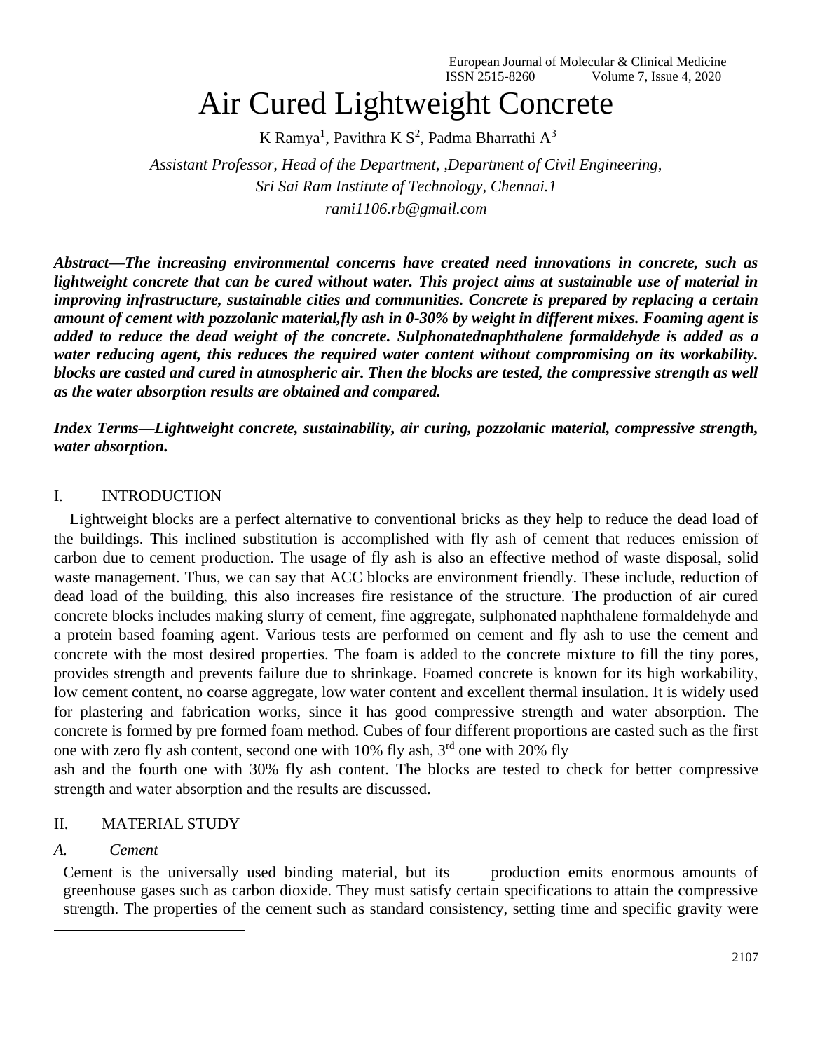# Air Cured Lightweight Concrete

K Ramya[1], Pavithra K S[2], Padma Bharrathi A[3]

*Assistant Professor, Head of the Department, ,Department of Civil Engineering, Sri Sai Ram Institute of Technology, Chennai.1*
*rami1106.rb@gmail.com*

***Abstract—The increasing environmental concerns have created need innovations in concrete, such as lightweight concrete that can be cured without water. This project aims at sustainable use of material in improving infrastructure, sustainable cities and communities. Concrete is prepared by replacing a certain amount of cement with pozzolanic material,fly ash in 0-30% by weight in different mixes. Foaming agent is added to reduce the dead weight of the concrete. Sulphonatednaphthalene formaldehyde is added as a water reducing agent, this reduces the required water content without compromising on its workability. blocks are casted and cured in atmospheric air. Then the blocks are tested, the compressive strength as well as the water absorption results are obtained and compared.***

***Index Terms—Lightweight concrete, sustainability, air curing, pozzolanic material, compressive strength, water absorption.***

## I. INTRODUCTION

Lightweight blocks are a perfect alternative to conventional bricks as they help to reduce the dead load of the buildings. This inclined substitution is accomplished with fly ash of cement that reduces emission of carbon due to cement production. The usage of fly ash is also an effective method of waste disposal, solid waste management. Thus, we can say that ACC blocks are environment friendly. These include, reduction of dead load of the building, this also increases fire resistance of the structure. The production of air cured concrete blocks includes making slurry of cement, fine aggregate, sulphonated naphthalene formaldehyde and a protein based foaming agent. Various tests are performed on cement and fly ash to use the cement and concrete with the most desired properties. The foam is added to the concrete mixture to fill the tiny pores, provides strength and prevents failure due to shrinkage. Foamed concrete is known for its high workability, low cement content, no coarse aggregate, low water content and excellent thermal insulation. It is widely used for plastering and fabrication works, since it has good compressive strength and water absorption. The concrete is formed by pre formed foam method. Cubes of four different proportions are casted such as the first one with zero fly ash content, second one with 10% fly ash, 3rd one with 20% fly ash and the fourth one with 30% fly ash content. The blocks are tested to check for better compressive strength and water absorption and the results are discussed.

## II. MATERIAL STUDY

### *A. Cement*

Cement is the universally used binding material, but its production emits enormous amounts of greenhouse gases such as carbon dioxide. They must satisfy certain specifications to attain the compressive strength. The properties of the cement such as standard consistency, setting time and specific gravity were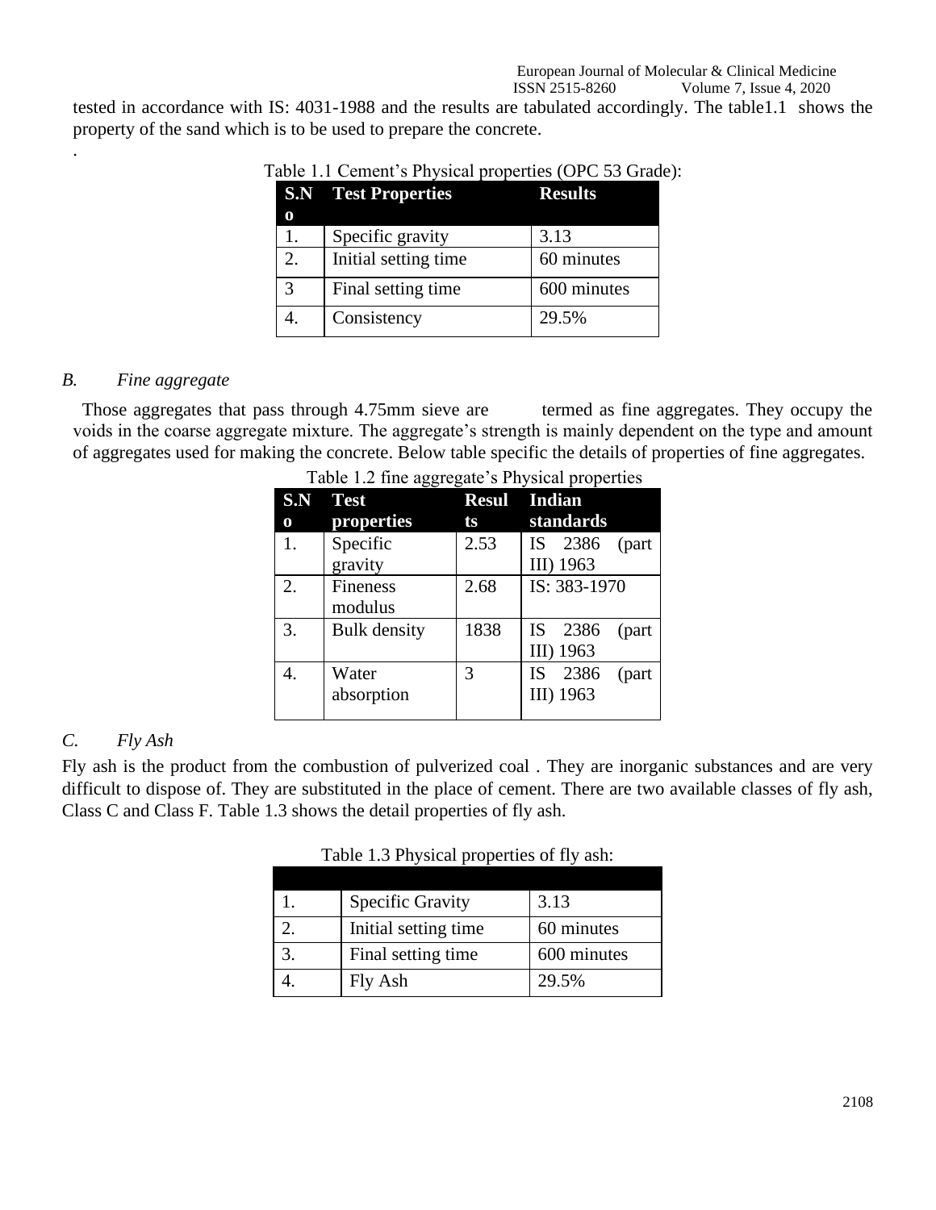tested in accordance with IS: 4031-1988 and the results are tabulated accordingly. The table1.1 shows the property of the sand which is to be used to prepare the concrete.

.

Table 1.1 Cement's Physical properties (OPC 53 Grade):

| S.No | Test Properties | Results |
|---|---|---|
| 1. | Specific gravity | 3.13 |
| 2. | Initial setting time | 60 minutes |
| 3 | Final setting time | 600 minutes |
| 4. | Consistency | 29.5% |

### *B. Fine aggregate*

Those aggregates that pass through 4.75mm sieve are termed as fine aggregates. They occupy the voids in the coarse aggregate mixture. The aggregate's strength is mainly dependent on the type and amount of aggregates used for making the concrete. Below table specific the details of properties of fine aggregates.

Table 1.2 fine aggregate's Physical properties

| S.No | Test properties | Results | Indian standards |
|---|---|---|---|
| 1. | Specific gravity | 2.53 | IS 2386 (part III) 1963 |
| 2. | Fineness modulus | 2.68 | IS: 383-1970 |
| 3. | Bulk density | 1838 | IS 2386 (part III) 1963 |
| 4. | Water absorption | 3 | IS 2386 (part III) 1963 |

### *C. Fly Ash*

Fly ash is the product from the combustion of pulverized coal . They are inorganic substances and are very difficult to dispose of. They are substituted in the place of cement. There are two available classes of fly ash, Class C and Class F. Table 1.3 shows the detail properties of fly ash.

Table 1.3 Physical properties of fly ash:

| | | |
|---|---|---|
| 1. | Specific Gravity | 3.13 |
| 2. | Initial setting time | 60 minutes |
| 3. | Final setting time | 600 minutes |
| 4. | Fly Ash | 29.5% |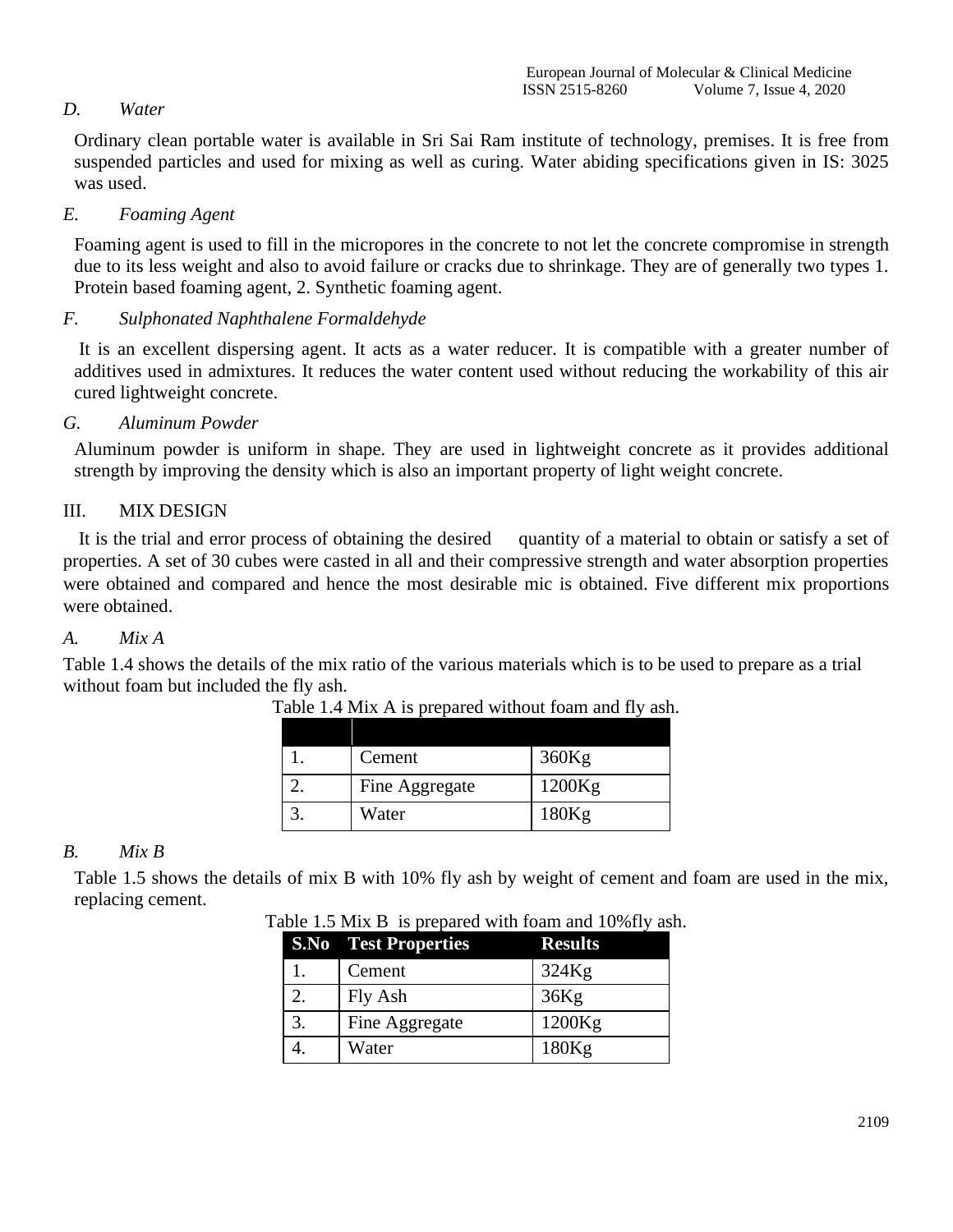*D. Water*

Ordinary clean portable water is available in Sri Sai Ram institute of technology, premises. It is free from suspended particles and used for mixing as well as curing. Water abiding specifications given in IS: 3025 was used.

*E. Foaming Agent*

Foaming agent is used to fill in the micropores in the concrete to not let the concrete compromise in strength due to its less weight and also to avoid failure or cracks due to shrinkage. They are of generally two types 1. Protein based foaming agent, 2. Synthetic foaming agent.

*F. Sulphonated Naphthalene Formaldehyde*

It is an excellent dispersing agent. It acts as a water reducer. It is compatible with a greater number of additives used in admixtures. It reduces the water content used without reducing the workability of this air cured lightweight concrete.

*G. Aluminum Powder*

Aluminum powder is uniform in shape. They are used in lightweight concrete as it provides additional strength by improving the density which is also an important property of light weight concrete.

## III. MIX DESIGN

It is the trial and error process of obtaining the desired quantity of a material to obtain or satisfy a set of properties. A set of 30 cubes were casted in all and their compressive strength and water absorption properties were obtained and compared and hence the most desirable mic is obtained. Five different mix proportions were obtained.

*A. Mix A*

Table 1.4 shows the details of the mix ratio of the various materials which is to be used to prepare as a trial without foam but included the fly ash.

Table 1.4 Mix A is prepared without foam and fly ash.

| | | |
|---|---|---|
| 1. | Cement | 360Kg |
| 2. | Fine Aggregate | 1200Kg |
| 3. | Water | 180Kg |

*B. Mix B*

Table 1.5 shows the details of mix B with 10% fly ash by weight of cement and foam are used in the mix, replacing cement.

Table 1.5 Mix B is prepared with foam and 10%fly ash.

| S.No | Test Properties | Results |
|---|---|---|
| 1. | Cement | 324Kg |
| 2. | Fly Ash | 36Kg |
| 3. | Fine Aggregate | 1200Kg |
| 4. | Water | 180Kg |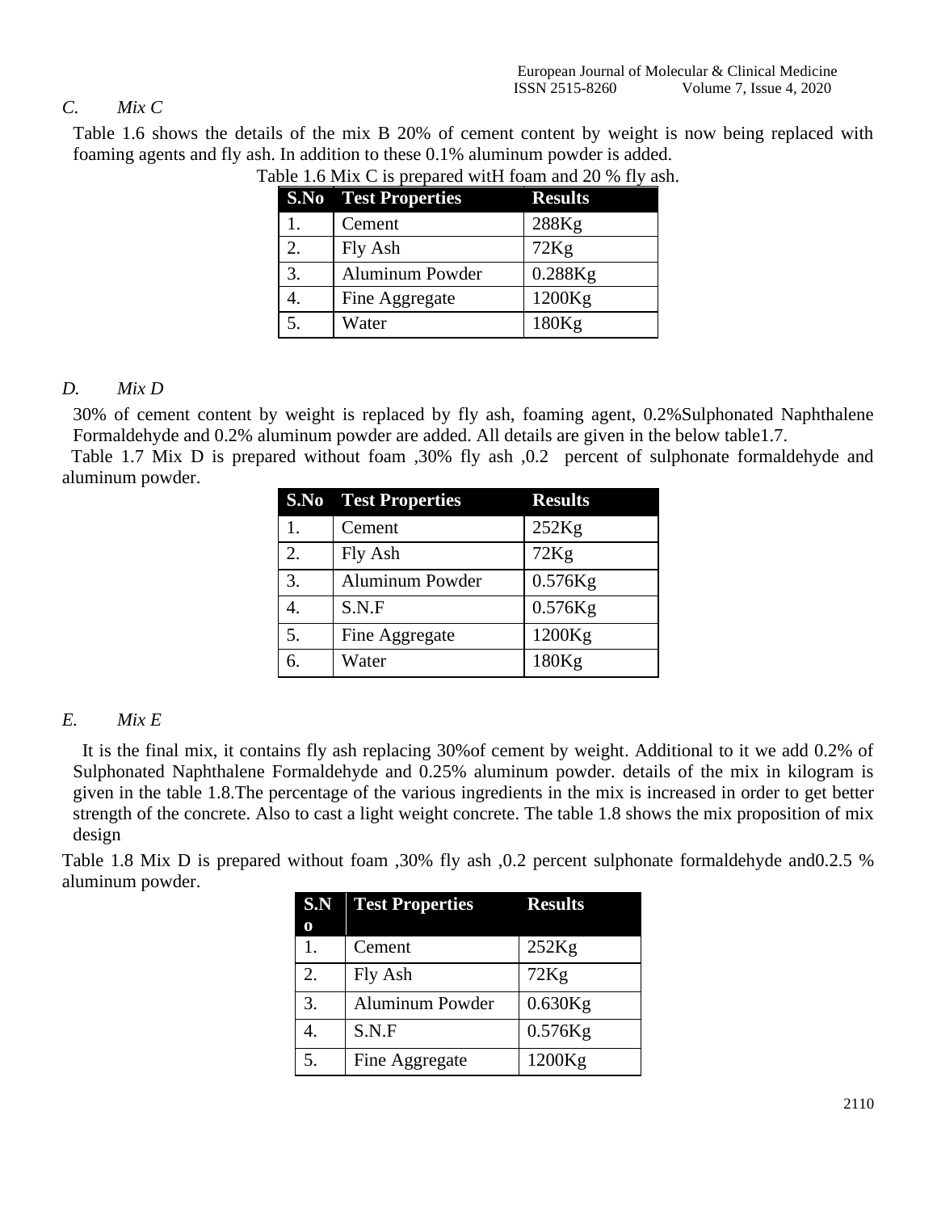### *C. Mix C*

Table 1.6 shows the details of the mix B 20% of cement content by weight is now being replaced with foaming agents and fly ash. In addition to these 0.1% aluminum powder is added.

Table 1.6 Mix C is prepared witH foam and 20 % fly ash.

| S.No | Test Properties | Results |
|---|---|---|
| 1. | Cement | 288Kg |
| 2. | Fly Ash | 72Kg |
| 3. | Aluminum Powder | 0.288Kg |
| 4. | Fine Aggregate | 1200Kg |
| 5. | Water | 180Kg |

### *D. Mix D*

30% of cement content by weight is replaced by fly ash, foaming agent, 0.2%Sulphonated Naphthalene Formaldehyde and 0.2% aluminum powder are added. All details are given in the below table1.7.

Table 1.7 Mix D is prepared without foam ,30% fly ash ,0.2 percent of sulphonate formaldehyde and aluminum powder.

| S.No | Test Properties | Results |
|---|---|---|
| 1. | Cement | 252Kg |
| 2. | Fly Ash | 72Kg |
| 3. | Aluminum Powder | 0.576Kg |
| 4. | S.N.F | 0.576Kg |
| 5. | Fine Aggregate | 1200Kg |
| 6. | Water | 180Kg |

### *E. Mix E*

It is the final mix, it contains fly ash replacing 30%of cement by weight. Additional to it we add 0.2% of Sulphonated Naphthalene Formaldehyde and 0.25% aluminum powder. details of the mix in kilogram is given in the table 1.8.The percentage of the various ingredients in the mix is increased in order to get better strength of the concrete. Also to cast a light weight concrete. The table 1.8 shows the mix proposition of mix design

Table 1.8 Mix D is prepared without foam ,30% fly ash ,0.2 percent sulphonate formaldehyde and0.2.5 % aluminum powder.

| S.No | Test Properties | Results |
|---|---|---|
| 1. | Cement | 252Kg |
| 2. | Fly Ash | 72Kg |
| 3. | Aluminum Powder | 0.630Kg |
| 4. | S.N.F | 0.576Kg |
| 5. | Fine Aggregate | 1200Kg |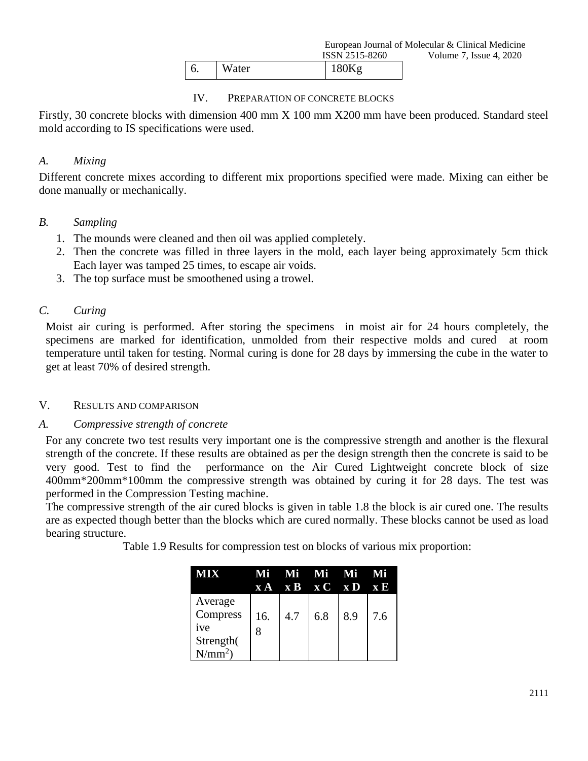| 6. | Water | 180Kg |
|---|---|---|

## IV. Preparation of concrete blocks

Firstly, 30 concrete blocks with dimension 400 mm X 100 mm X200 mm have been produced. Standard steel mold according to IS specifications were used.

### *A. Mixing*

Different concrete mixes according to different mix proportions specified were made. Mixing can either be done manually or mechanically.

### *B. Sampling*

1. The mounds were cleaned and then oil was applied completely.
2. Then the concrete was filled in three layers in the mold, each layer being approximately 5cm thick Each layer was tamped 25 times, to escape air voids.
3. The top surface must be smoothened using a trowel.

### *C. Curing*

Moist air curing is performed. After storing the specimens in moist air for 24 hours completely, the specimens are marked for identification, unmolded from their respective molds and cured at room temperature until taken for testing. Normal curing is done for 28 days by immersing the cube in the water to get at least 70% of desired strength.

## V. Results and comparison

### *A. Compressive strength of concrete*

For any concrete two test results very important one is the compressive strength and another is the flexural strength of the concrete. If these results are obtained as per the design strength then the concrete is said to be very good. Test to find the performance on the Air Cured Lightweight concrete block of size 400mm*200mm*100mm the compressive strength was obtained by curing it for 28 days. The test was performed in the Compression Testing machine.

The compressive strength of the air cured blocks is given in table 1.8 the block is air cured one. The results are as expected though better than the blocks which are cured normally. These blocks cannot be used as load bearing structure.

Table 1.9 Results for compression test on blocks of various mix proportion:

| MIX | Mix A | Mix B | Mix C | Mix D | Mix E |
|---|---|---|---|---|---|
| Average Compressive Strength($N/mm^2$) | 16.8 | 4.7 | 6.8 | 8.9 | 7.6 |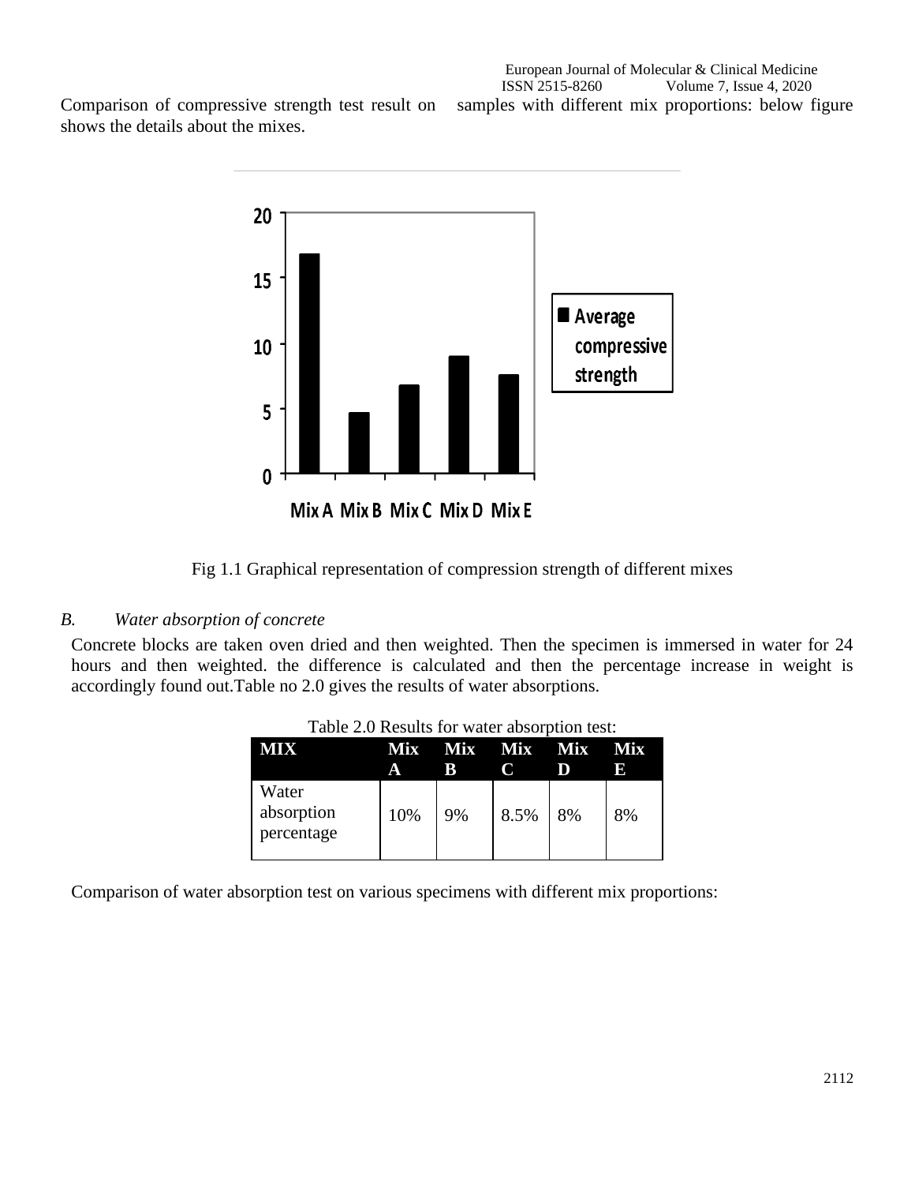Comparison of compressive strength test result on samples with different mix proportions: below figure shows the details about the mixes.

Fig 1.1 Graphical representation of compression strength of different mixes

### *B. Water absorption of concrete*

Concrete blocks are taken oven dried and then weighted. Then the specimen is immersed in water for 24 hours and then weighted. the difference is calculated and then the percentage increase in weight is accordingly found out.Table no 2.0 gives the results of water absorptions.

Table 2.0 Results for water absorption test:

| MIX | Mix A | Mix B | Mix C | Mix D | Mix E |
|---|---|---|---|---|---|
| Water absorption percentage | 10% | 9% | 8.5% | 8% | 8% |

Comparison of water absorption test on various specimens with different mix proportions: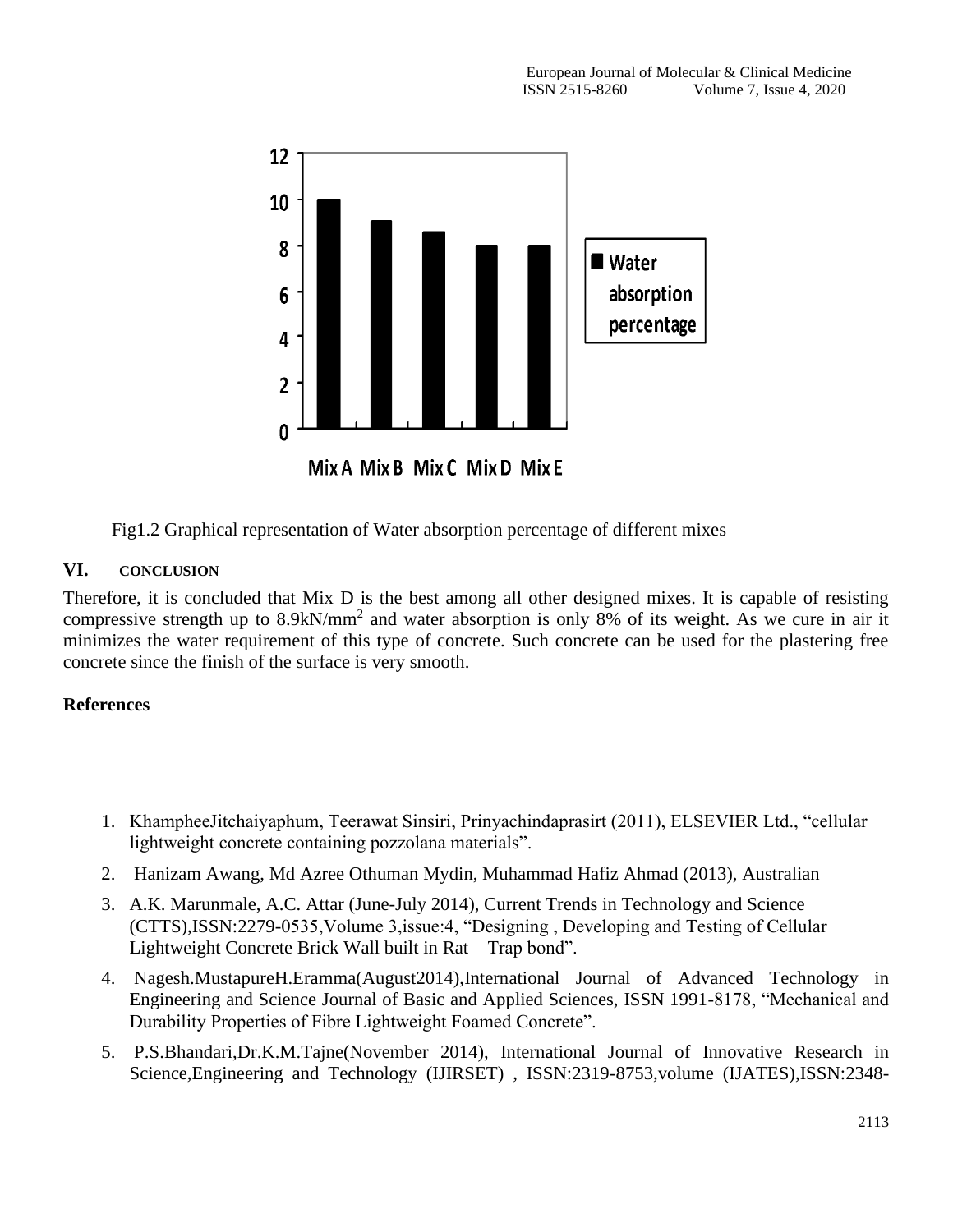Fig1.2 Graphical representation of Water absorption percentage of different mixes

## VI. CONCLUSION

Therefore, it is concluded that Mix D is the best among all other designed mixes. It is capable of resisting compressive strength up to 8.9kN/mm$^2$ and water absorption is only 8% of its weight. As we cure in air it minimizes the water requirement of this type of concrete. Such concrete can be used for the plastering free concrete since the finish of the surface is very smooth.

## References

1. KhampheeJitchaiyaphum, Teerawat Sinsiri, Prinyachindaprasirt (2011), ELSEVIER Ltd., "cellular lightweight concrete containing pozzolana materials".
2. Hanizam Awang, Md Azree Othuman Mydin, Muhammad Hafiz Ahmad (2013), Australian
3. A.K. Marunmale, A.C. Attar (June-July 2014), Current Trends in Technology and Science (CTTS),ISSN:2279-0535,Volume 3,issue:4, "Designing , Developing and Testing of Cellular Lightweight Concrete Brick Wall built in Rat – Trap bond".
4. Nagesh.MustapureH.Eramma(August2014),International Journal of Advanced Technology in Engineering and Science Journal of Basic and Applied Sciences, ISSN 1991-8178, "Mechanical and Durability Properties of Fibre Lightweight Foamed Concrete".
5. P.S.Bhandari,Dr.K.M.Tajne(November 2014), International Journal of Innovative Research in Science,Engineering and Technology (IJIRSET) , ISSN:2319-8753,volume (IJATES),ISSN:2348-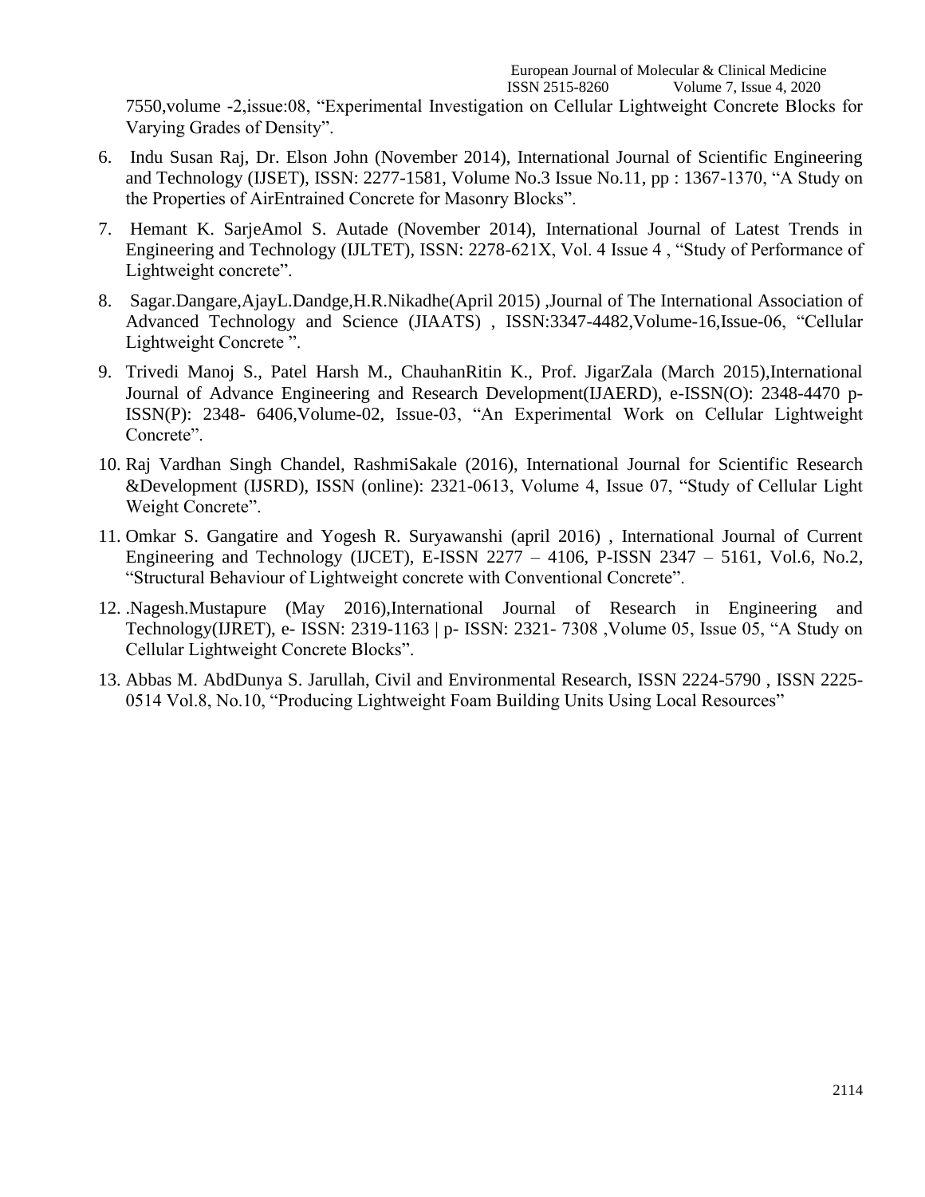7550,volume -2,issue:08, “Experimental Investigation on Cellular Lightweight Concrete Blocks for Varying Grades of Density”.

6. Indu Susan Raj, Dr. Elson John (November 2014), International Journal of Scientific Engineering and Technology (IJSET), ISSN: 2277-1581, Volume No.3 Issue No.11, pp : 1367-1370, “A Study on the Properties of AirEntrained Concrete for Masonry Blocks”.
7. Hemant K. SarjeAmol S. Autade (November 2014), International Journal of Latest Trends in Engineering and Technology (IJLTET), ISSN: 2278-621X, Vol. 4 Issue 4 , “Study of Performance of Lightweight concrete”.
8. Sagar.Dangare,AjayL.Dandge,H.R.Nikadhe(April 2015) ,Journal of The International Association of Advanced Technology and Science (JIAATS) , ISSN:3347-4482,Volume-16,Issue-06, “Cellular Lightweight Concrete ”.
9. Trivedi Manoj S., Patel Harsh M., ChauhanRitin K., Prof. JigarZala (March 2015),International Journal of Advance Engineering and Research Development(IJAERD), e-ISSN(O): 2348-4470 p-ISSN(P): 2348- 6406,Volume-02, Issue-03, “An Experimental Work on Cellular Lightweight Concrete”.
10. Raj Vardhan Singh Chandel, RashmiSakale (2016), International Journal for Scientific Research &Development (IJSRD), ISSN (online): 2321-0613, Volume 4, Issue 07, “Study of Cellular Light Weight Concrete”.
11. Omkar S. Gangatire and Yogesh R. Suryawanshi (april 2016) , International Journal of Current Engineering and Technology (IJCET), E-ISSN 2277 – 4106, P-ISSN 2347 – 5161, Vol.6, No.2, “Structural Behaviour of Lightweight concrete with Conventional Concrete”.
12. .Nagesh.Mustapure (May 2016),International Journal of Research in Engineering and Technology(IJRET), e- ISSN: 2319-1163 | p- ISSN: 2321- 7308 ,Volume 05, Issue 05, “A Study on Cellular Lightweight Concrete Blocks”.
13. Abbas M. AbdDunya S. Jarullah, Civil and Environmental Research, ISSN 2224-5790 , ISSN 2225-0514 Vol.8, No.10, “Producing Lightweight Foam Building Units Using Local Resources”